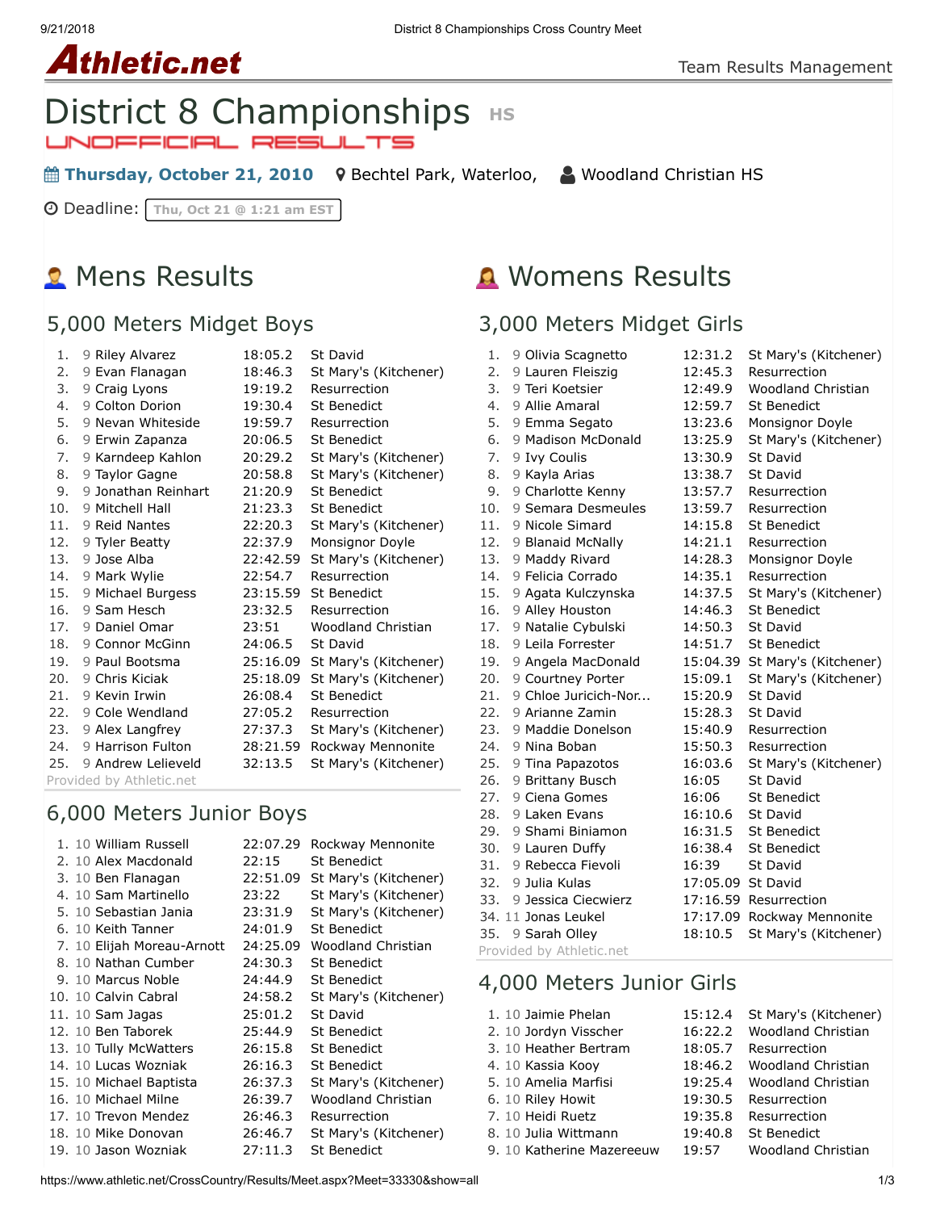Athletic.net

Team Results Management

# District 8 Championships HS

UNOFFICIAL RESULTS

**Thursday, October 21, 2010** Bechtel Park, Waterloo, Woodland Christian HS

Deadline: Thu, Oct 21 @ 1:21 am EST

## Mens Results

### 5,000 Meters Midget Boys

| Place | Grade | Name | Time | School |
|---|---|---|---|---|
| 1. | 9 | Riley Alvarez | 18:05.2 | St David |
| 2. | 9 | Evan Flanagan | 18:46.3 | St Mary's (Kitchener) |
| 3. | 9 | Craig Lyons | 19:19.2 | Resurrection |
| 4. | 9 | Colton Dorion | 19:30.4 | St Benedict |
| 5. | 9 | Nevan Whiteside | 19:59.7 | Resurrection |
| 6. | 9 | Erwin Zapanza | 20:06.5 | St Benedict |
| 7. | 9 | Karndeep Kahlon | 20:29.2 | St Mary's (Kitchener) |
| 8. | 9 | Taylor Gagne | 20:58.8 | St Mary's (Kitchener) |
| 9. | 9 | Jonathan Reinhart | 21:20.9 | St Benedict |
| 10. | 9 | Mitchell Hall | 21:23.3 | St Benedict |
| 11. | 9 | Reid Nantes | 22:20.3 | St Mary's (Kitchener) |
| 12. | 9 | Tyler Beatty | 22:37.9 | Monsignor Doyle |
| 13. | 9 | Jose Alba | 22:42.59 | St Mary's (Kitchener) |
| 14. | 9 | Mark Wylie | 22:54.7 | Resurrection |
| 15. | 9 | Michael Burgess | 23:15.59 | St Benedict |
| 16. | 9 | Sam Hesch | 23:32.5 | Resurrection |
| 17. | 9 | Daniel Omar | 23:51 | Woodland Christian |
| 18. | 9 | Connor McGinn | 24:06.5 | St David |
| 19. | 9 | Paul Bootsma | 25:16.09 | St Mary's (Kitchener) |
| 20. | 9 | Chris Kiciak | 25:18.09 | St Mary's (Kitchener) |
| 21. | 9 | Kevin Irwin | 26:08.4 | St Benedict |
| 22. | 9 | Cole Wendland | 27:05.2 | Resurrection |
| 23. | 9 | Alex Langfrey | 27:37.3 | St Mary's (Kitchener) |
| 24. | 9 | Harrison Fulton | 28:21.59 | Rockway Mennonite |
| 25. | 9 | Andrew Lelieveld | 32:13.5 | St Mary's (Kitchener) |

Provided by Athletic.net

### 6,000 Meters Junior Boys

| Place | Grade | Name | Time | School |
|---|---|---|---|---|
| 1. | 10 | William Russell | 22:07.29 | Rockway Mennonite |
| 2. | 10 | Alex Macdonald | 22:15 | St Benedict |
| 3. | 10 | Ben Flanagan | 22:51.09 | St Mary's (Kitchener) |
| 4. | 10 | Sam Martinello | 23:22 | St Mary's (Kitchener) |
| 5. | 10 | Sebastian Jania | 23:31.9 | St Mary's (Kitchener) |
| 6. | 10 | Keith Tanner | 24:01.9 | St Benedict |
| 7. | 10 | Elijah Moreau-Arnott | 24:25.09 | Woodland Christian |
| 8. | 10 | Nathan Cumber | 24:30.3 | St Benedict |
| 9. | 10 | Marcus Noble | 24:44.9 | St Benedict |
| 10. | 10 | Calvin Cabral | 24:58.2 | St Mary's (Kitchener) |
| 11. | 10 | Sam Jagas | 25:01.2 | St David |
| 12. | 10 | Ben Taborek | 25:44.9 | St Benedict |
| 13. | 10 | Tully McWatters | 26:15.8 | St Benedict |
| 14. | 10 | Lucas Wozniak | 26:16.3 | St Benedict |
| 15. | 10 | Michael Baptista | 26:37.3 | St Mary's (Kitchener) |
| 16. | 10 | Michael Milne | 26:39.7 | Woodland Christian |
| 17. | 10 | Trevon Mendez | 26:46.3 | Resurrection |
| 18. | 10 | Mike Donovan | 26:46.7 | St Mary's (Kitchener) |
| 19. | 10 | Jason Wozniak | 27:11.3 | St Benedict |

## Womens Results

### 3,000 Meters Midget Girls

| Place | Grade | Name | Time | School |
|---|---|---|---|---|
| 1. | 9 | Olivia Scagnetto | 12:31.2 | St Mary's (Kitchener) |
| 2. | 9 | Lauren Fleiszig | 12:45.3 | Resurrection |
| 3. | 9 | Teri Koetsier | 12:49.9 | Woodland Christian |
| 4. | 9 | Allie Amaral | 12:59.7 | St Benedict |
| 5. | 9 | Emma Segato | 13:23.6 | Monsignor Doyle |
| 6. | 9 | Madison McDonald | 13:25.9 | St Mary's (Kitchener) |
| 7. | 9 | Ivy Coulis | 13:30.9 | St David |
| 8. | 9 | Kayla Arias | 13:38.7 | St David |
| 9. | 9 | Charlotte Kenny | 13:57.7 | Resurrection |
| 10. | 9 | Semara Desmeules | 13:59.7 | Resurrection |
| 11. | 9 | Nicole Simard | 14:15.8 | St Benedict |
| 12. | 9 | Blanaid McNally | 14:21.1 | Resurrection |
| 13. | 9 | Maddy Rivard | 14:28.3 | Monsignor Doyle |
| 14. | 9 | Felicia Corrado | 14:35.1 | Resurrection |
| 15. | 9 | Agata Kulczynska | 14:37.5 | St Mary's (Kitchener) |
| 16. | 9 | Alley Houston | 14:46.3 | St Benedict |
| 17. | 9 | Natalie Cybulski | 14:50.3 | St David |
| 18. | 9 | Leila Forrester | 14:51.7 | St Benedict |
| 19. | 9 | Angela MacDonald | 15:04.39 | St Mary's (Kitchener) |
| 20. | 9 | Courtney Porter | 15:09.1 | St Mary's (Kitchener) |
| 21. | 9 | Chloe Juricich-Nor... | 15:20.9 | St David |
| 22. | 9 | Arianne Zamin | 15:28.3 | St David |
| 23. | 9 | Maddie Donelson | 15:40.9 | Resurrection |
| 24. | 9 | Nina Boban | 15:50.3 | Resurrection |
| 25. | 9 | Tina Papazotos | 16:03.6 | St Mary's (Kitchener) |
| 26. | 9 | Brittany Busch | 16:05 | St David |
| 27. | 9 | Ciena Gomes | 16:06 | St Benedict |
| 28. | 9 | Laken Evans | 16:10.6 | St David |
| 29. | 9 | Shami Biniamon | 16:31.5 | St Benedict |
| 30. | 9 | Lauren Duffy | 16:38.4 | St Benedict |
| 31. | 9 | Rebecca Fievoli | 16:39 | St David |
| 32. | 9 | Julia Kulas | 17:05.09 | St David |
| 33. | 9 | Jessica Ciecwierz | 17:16.59 | Resurrection |
| 34. | 11 | Jonas Leukel | 17:17.09 | Rockway Mennonite |
| 35. | 9 | Sarah Olley | 18:10.5 | St Mary's (Kitchener) |

Provided by Athletic.net

### 4,000 Meters Junior Girls

| Place | Grade | Name | Time | School |
|---|---|---|---|---|
| 1. | 10 | Jaimie Phelan | 15:12.4 | St Mary's (Kitchener) |
| 2. | 10 | Jordyn Visscher | 16:22.2 | Woodland Christian |
| 3. | 10 | Heather Bertram | 18:05.7 | Resurrection |
| 4. | 10 | Kassia Kooy | 18:46.2 | Woodland Christian |
| 5. | 10 | Amelia Marfisi | 19:25.4 | Woodland Christian |
| 6. | 10 | Riley Howit | 19:30.5 | Resurrection |
| 7. | 10 | Heidi Ruetz | 19:35.8 | Resurrection |
| 8. | 10 | Julia Wittmann | 19:40.8 | St Benedict |
| 9. | 10 | Katherine Mazereeuw | 19:57 | Woodland Christian |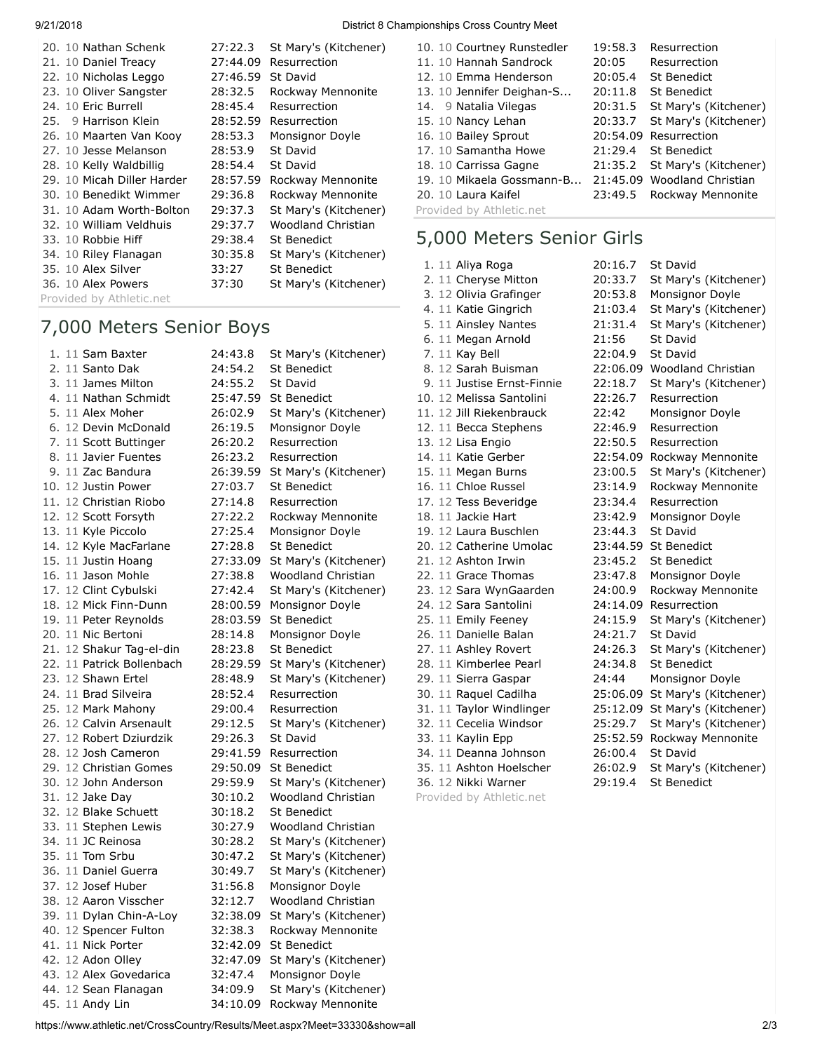| Place | Grade | Name | Time | School |
|---|---|---|---|---|
| 20. | 10 | Nathan Schenk | 27:22.3 | St Mary's (Kitchener) |
| 21. | 10 | Daniel Treacy | 27:44.09 | Resurrection |
| 22. | 10 | Nicholas Leggo | 27:46.59 | St David |
| 23. | 10 | Oliver Sangster | 28:32.5 | Rockway Mennonite |
| 24. | 10 | Eric Burrell | 28:45.4 | Resurrection |
| 25. | 9 | Harrison Klein | 28:52.59 | Resurrection |
| 26. | 10 | Maarten Van Kooy | 28:53.3 | Monsignor Doyle |
| 27. | 10 | Jesse Melanson | 28:53.9 | St David |
| 28. | 10 | Kelly Waldbillig | 28:54.4 | St David |
| 29. | 10 | Micah Diller Harder | 28:57.59 | Rockway Mennonite |
| 30. | 10 | Benedikt Wimmer | 29:36.8 | Rockway Mennonite |
| 31. | 10 | Adam Worth-Bolton | 29:37.3 | St Mary's (Kitchener) |
| 32. | 10 | William Veldhuis | 29:37.7 | Woodland Christian |
| 33. | 10 | Robbie Hiff | 29:38.4 | St Benedict |
| 34. | 10 | Riley Flanagan | 30:35.8 | St Mary's (Kitchener) |
| 35. | 10 | Alex Silver | 33:27 | St Benedict |
| 36. | 10 | Alex Powers | 37:30 | St Mary's (Kitchener) |

Provided by Athletic.net

## 7,000 Meters Senior Boys

| Place | Grade | Name | Time | School |
|---|---|---|---|---|
| 1. | 11 | Sam Baxter | 24:43.8 | St Mary's (Kitchener) |
| 2. | 11 | Santo Dak | 24:54.2 | St Benedict |
| 3. | 11 | James Milton | 24:55.2 | St David |
| 4. | 11 | Nathan Schmidt | 25:47.59 | St Benedict |
| 5. | 11 | Alex Moher | 26:02.9 | St Mary's (Kitchener) |
| 6. | 12 | Devin McDonald | 26:19.5 | Monsignor Doyle |
| 7. | 11 | Scott Buttinger | 26:20.2 | Resurrection |
| 8. | 11 | Javier Fuentes | 26:23.2 | Resurrection |
| 9. | 11 | Zac Bandura | 26:39.59 | St Mary's (Kitchener) |
| 10. | 12 | Justin Power | 27:03.7 | St Benedict |
| 11. | 12 | Christian Riobo | 27:14.8 | Resurrection |
| 12. | 12 | Scott Forsyth | 27:22.2 | Rockway Mennonite |
| 13. | 11 | Kyle Piccolo | 27:25.4 | Monsignor Doyle |
| 14. | 12 | Kyle MacFarlane | 27:28.8 | St Benedict |
| 15. | 11 | Justin Hoang | 27:33.09 | St Mary's (Kitchener) |
| 16. | 11 | Jason Mohle | 27:38.8 | Woodland Christian |
| 17. | 12 | Clint Cybulski | 27:42.4 | St Mary's (Kitchener) |
| 18. | 12 | Mick Finn-Dunn | 28:00.59 | Monsignor Doyle |
| 19. | 11 | Peter Reynolds | 28:03.59 | St Benedict |
| 20. | 11 | Nic Bertoni | 28:14.8 | Monsignor Doyle |
| 21. | 12 | Shakur Tag-el-din | 28:23.8 | St Benedict |
| 22. | 12 | Patrick Bollenbach | 28:29.59 | St Mary's (Kitchener) |
| 23. | 12 | Shawn Ertel | 28:48.9 | St Mary's (Kitchener) |
| 24. | 11 | Brad Silveira | 28:52.4 | Resurrection |
| 25. | 12 | Mark Mahony | 29:00.4 | Resurrection |
| 26. | 12 | Calvin Arsenault | 29:12.5 | St Mary's (Kitchener) |
| 27. | 12 | Robert Dziurdzik | 29:26.3 | St David |
| 28. | 12 | Josh Cameron | 29:41.59 | Resurrection |
| 29. | 12 | Christian Gomes | 29:50.09 | St Benedict |
| 30. | 12 | John Anderson | 29:59.9 | St Mary's (Kitchener) |
| 31. | 12 | Jake Day | 30:10.2 | Woodland Christian |
| 32. | 12 | Blake Schuett | 30:18.2 | St Benedict |
| 33. | 11 | Stephen Lewis | 30:27.9 | Woodland Christian |
| 34. | 11 | JC Reinosa | 30:28.2 | St Mary's (Kitchener) |
| 35. | 11 | Tom Srbu | 30:47.2 | St Mary's (Kitchener) |
| 36. | 11 | Daniel Guerra | 30:49.7 | St Mary's (Kitchener) |
| 37. | 12 | Josef Huber | 31:56.8 | Monsignor Doyle |
| 38. | 12 | Aaron Visscher | 32:12.7 | Woodland Christian |
| 39. | 11 | Dylan Chin-A-Loy | 32:38.09 | St Mary's (Kitchener) |
| 40. | 12 | Spencer Fulton | 32:38.3 | Rockway Mennonite |
| 41. | 11 | Nick Porter | 32:42.09 | St Benedict |
| 42. | 12 | Adon Olley | 32:47.09 | St Mary's (Kitchener) |
| 43. | 12 | Alex Govedarica | 32:47.4 | Monsignor Doyle |
| 44. | 12 | Sean Flanagan | 34:09.9 | St Mary's (Kitchener) |
| 45. | 11 | Andy Lin | 34:10.09 | Rockway Mennonite |

| Place | Grade | Name | Time | School |
|---|---|---|---|---|
| 10. | 10 | Courtney Runstedler | 19:58.3 | Resurrection |
| 11. | 10 | Hannah Sandrock | 20:05 | Resurrection |
| 12. | 10 | Emma Henderson | 20:05.4 | St Benedict |
| 13. | 10 | Jennifer Deighan-S... | 20:11.8 | St Benedict |
| 14. | 9 | Natalia Vilegas | 20:31.5 | St Mary's (Kitchener) |
| 15. | 10 | Nancy Lehan | 20:33.7 | St Mary's (Kitchener) |
| 16. | 10 | Bailey Sprout | 20:54.09 | Resurrection |
| 17. | 10 | Samantha Howe | 21:29.4 | St Benedict |
| 18. | 10 | Carrissa Gagne | 21:35.2 | St Mary's (Kitchener) |
| 19. | 10 | Mikaela Gossmann-B... | 21:45.09 | Woodland Christian |
| 20. | 10 | Laura Kaifel | 23:49.5 | Rockway Mennonite |

Provided by Athletic.net

## 5,000 Meters Senior Girls

| Place | Grade | Name | Time | School |
|---|---|---|---|---|
| 1. | 11 | Aliya Roga | 20:16.7 | St David |
| 2. | 11 | Cheryse Mitton | 20:33.7 | St Mary's (Kitchener) |
| 3. | 12 | Olivia Grafinger | 20:53.8 | Monsignor Doyle |
| 4. | 11 | Katie Gingrich | 21:03.4 | St Mary's (Kitchener) |
| 5. | 11 | Ainsley Nantes | 21:31.4 | St Mary's (Kitchener) |
| 6. | 11 | Megan Arnold | 21:56 | St David |
| 7. | 11 | Kay Bell | 22:04.9 | St David |
| 8. | 12 | Sarah Buisman | 22:06.09 | Woodland Christian |
| 9. | 11 | Justise Ernst-Finnie | 22:18.7 | St Mary's (Kitchener) |
| 10. | 12 | Melissa Santolini | 22:26.7 | Resurrection |
| 11. | 12 | Jill Riekenbrauck | 22:42 | Monsignor Doyle |
| 12. | 12 | Becca Stephens | 22:46.9 | Resurrection |
| 13. | 12 | Lisa Engio | 22:50.5 | Resurrection |
| 14. | 11 | Katie Gerber | 22:54.09 | Rockway Mennonite |
| 15. | 11 | Megan Burns | 23:00.5 | St Mary's (Kitchener) |
| 16. | 11 | Chloe Russel | 23:14.9 | Rockway Mennonite |
| 17. | 12 | Tess Beveridge | 23:34.4 | Resurrection |
| 18. | 11 | Jackie Hart | 23:42.9 | Monsignor Doyle |
| 19. | 12 | Laura Buschlen | 23:44.3 | St David |
| 20. | 12 | Catherine Umolac | 23:44.59 | St Benedict |
| 21. | 12 | Ashton Irwin | 23:45.2 | St Benedict |
| 22. | 11 | Grace Thomas | 23:47.8 | Monsignor Doyle |
| 23. | 12 | Sara WynGaarden | 24:00.9 | Rockway Mennonite |
| 24. | 12 | Sara Santolini | 24:14.09 | Resurrection |
| 25. | 11 | Emily Feeney | 24:15.9 | St Mary's (Kitchener) |
| 26. | 11 | Danielle Balan | 24:21.7 | St David |
| 27. | 11 | Ashley Rovert | 24:26.3 | St Mary's (Kitchener) |
| 28. | 11 | Kimberlee Pearl | 24:34.8 | St Benedict |
| 29. | 11 | Sierra Gaspar | 24:44 | Monsignor Doyle |
| 30. | 11 | Raquel Cadilha | 25:06.09 | St Mary's (Kitchener) |
| 31. | 11 | Taylor Windlinger | 25:12.09 | St Mary's (Kitchener) |
| 32. | 11 | Cecelia Windsor | 25:29.7 | St Mary's (Kitchener) |
| 33. | 11 | Kaylin Epp | 25:52.59 | Rockway Mennonite |
| 34. | 11 | Deanna Johnson | 26:00.4 | St David |
| 35. | 11 | Ashton Hoelscher | 26:02.9 | St Mary's (Kitchener) |
| 36. | 12 | Nikki Warner | 29:19.4 | St Benedict |

Provided by Athletic.net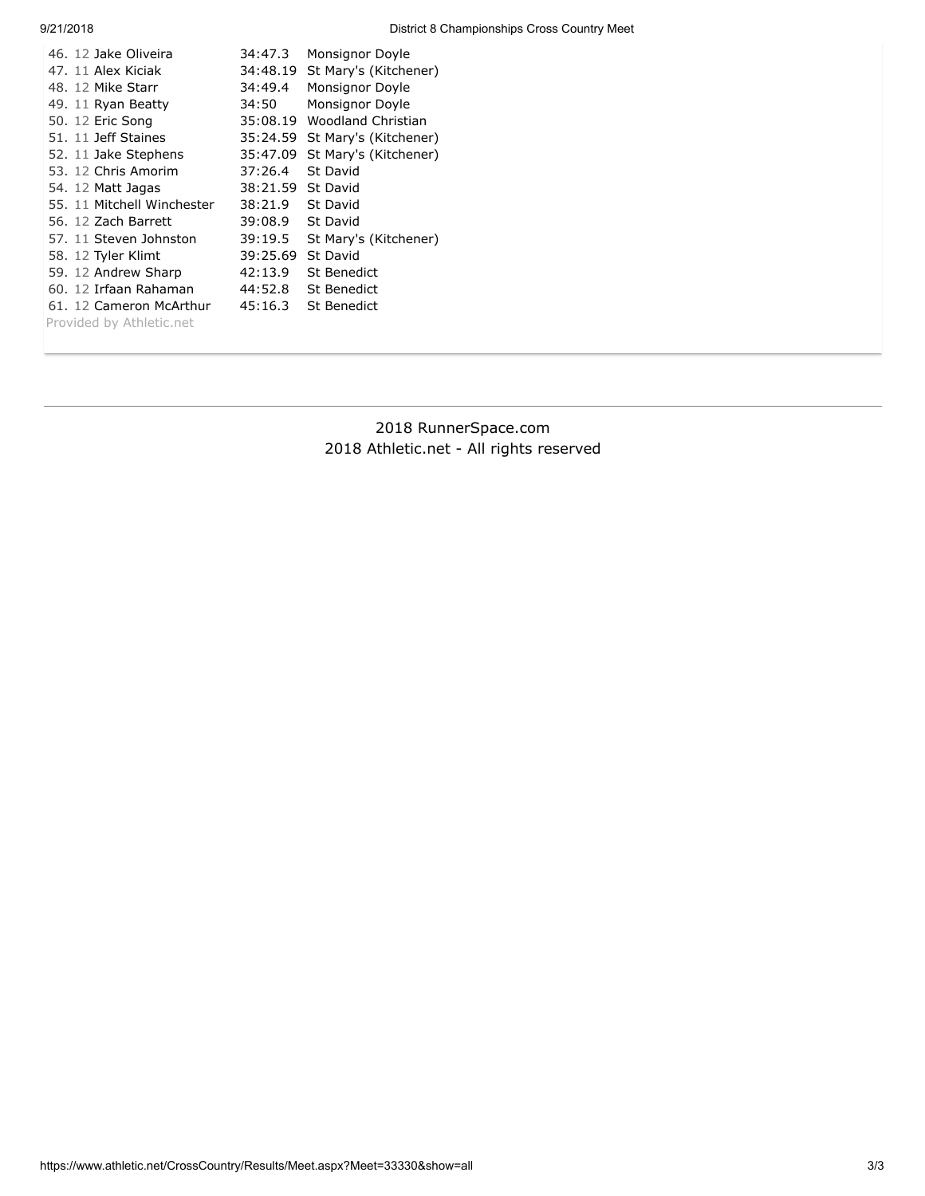| | | | |
|---|---|---|---|
| 46. | 12 Jake Oliveira | 34:47.3 | Monsignor Doyle |
| 47. | 11 Alex Kiciak | 34:48.19 | St Mary's (Kitchener) |
| 48. | 12 Mike Starr | 34:49.4 | Monsignor Doyle |
| 49. | 11 Ryan Beatty | 34:50 | Monsignor Doyle |
| 50. | 12 Eric Song | 35:08.19 | Woodland Christian |
| 51. | 11 Jeff Staines | 35:24.59 | St Mary's (Kitchener) |
| 52. | 11 Jake Stephens | 35:47.09 | St Mary's (Kitchener) |
| 53. | 12 Chris Amorim | 37:26.4 | St David |
| 54. | 12 Matt Jagas | 38:21.59 | St David |
| 55. | 11 Mitchell Winchester | 38:21.9 | St David |
| 56. | 12 Zach Barrett | 39:08.9 | St David |
| 57. | 11 Steven Johnston | 39:19.5 | St Mary's (Kitchener) |
| 58. | 12 Tyler Klimt | 39:25.69 | St David |
| 59. | 12 Andrew Sharp | 42:13.9 | St Benedict |
| 60. | 12 Irfaan Rahaman | 44:52.8 | St Benedict |
| 61. | 12 Cameron McArthur | 45:16.3 | St Benedict |

Provided by Athletic.net

2018 RunnerSpace.com
2018 Athletic.net - All rights reserved